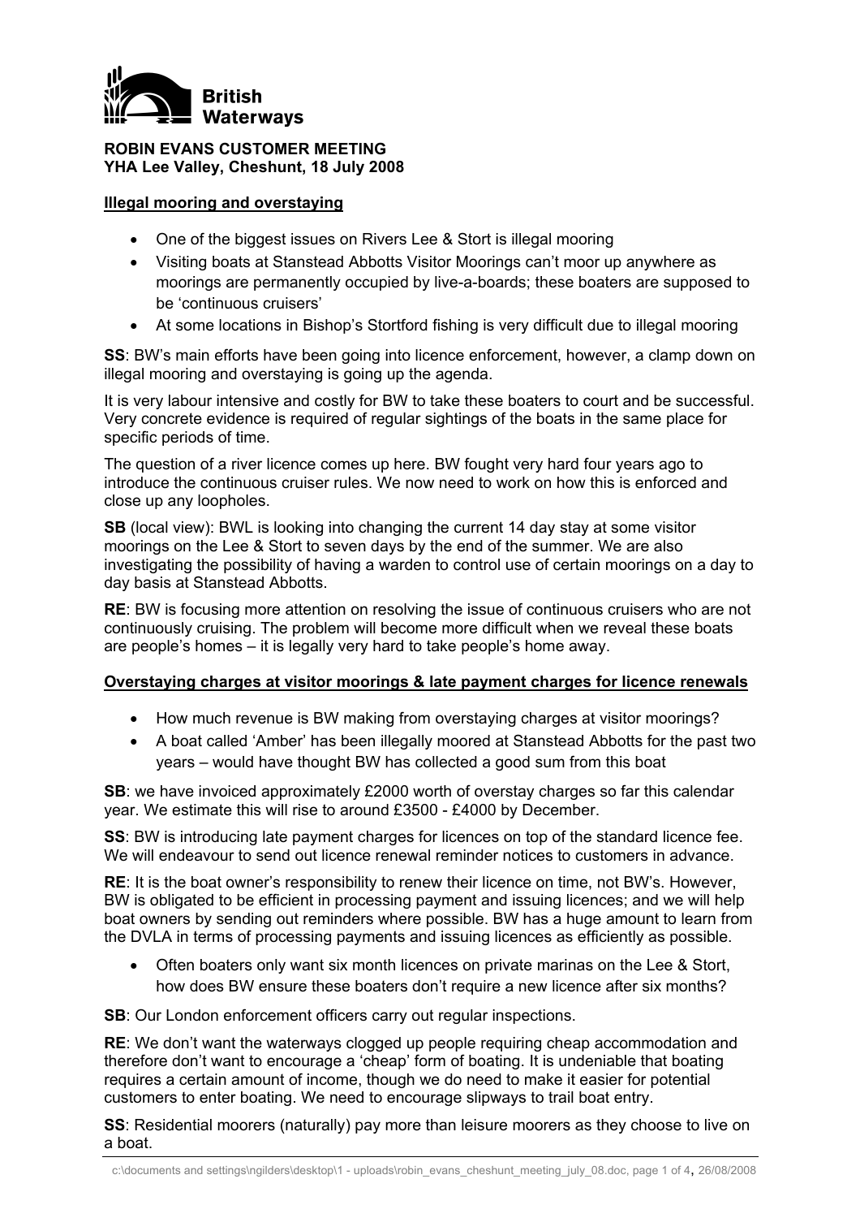British Waterways

**ROBIN EVANS CUSTOMER MEETING**
**YHA Lee Valley, Cheshunt, 18 July 2008**

**Illegal mooring and overstaying**

- One of the biggest issues on Rivers Lee & Stort is illegal mooring
- Visiting boats at Stanstead Abbotts Visitor Moorings can't moor up anywhere as moorings are permanently occupied by live-a-boards; these boaters are supposed to be 'continuous cruisers'
- At some locations in Bishop's Stortford fishing is very difficult due to illegal mooring

**SS**: BW's main efforts have been going into licence enforcement, however, a clamp down on illegal mooring and overstaying is going up the agenda.

It is very labour intensive and costly for BW to take these boaters to court and be successful. Very concrete evidence is required of regular sightings of the boats in the same place for specific periods of time.

The question of a river licence comes up here. BW fought very hard four years ago to introduce the continuous cruiser rules. We now need to work on how this is enforced and close up any loopholes.

**SB** (local view): BWL is looking into changing the current 14 day stay at some visitor moorings on the Lee & Stort to seven days by the end of the summer. We are also investigating the possibility of having a warden to control use of certain moorings on a day to day basis at Stanstead Abbotts.

**RE**: BW is focusing more attention on resolving the issue of continuous cruisers who are not continuously cruising. The problem will become more difficult when we reveal these boats are people's homes – it is legally very hard to take people's home away.

**Overstaying charges at visitor moorings & late payment charges for licence renewals**

- How much revenue is BW making from overstaying charges at visitor moorings?
- A boat called 'Amber' has been illegally moored at Stanstead Abbotts for the past two years – would have thought BW has collected a good sum from this boat

**SB**: we have invoiced approximately £2000 worth of overstay charges so far this calendar year. We estimate this will rise to around £3500 - £4000 by December.

**SS**: BW is introducing late payment charges for licences on top of the standard licence fee. We will endeavour to send out licence renewal reminder notices to customers in advance.

**RE**: It is the boat owner's responsibility to renew their licence on time, not BW's. However, BW is obligated to be efficient in processing payment and issuing licences; and we will help boat owners by sending out reminders where possible. BW has a huge amount to learn from the DVLA in terms of processing payments and issuing licences as efficiently as possible.

- Often boaters only want six month licences on private marinas on the Lee & Stort, how does BW ensure these boaters don't require a new licence after six months?

**SB**: Our London enforcement officers carry out regular inspections.

**RE**: We don't want the waterways clogged up people requiring cheap accommodation and therefore don't want to encourage a 'cheap' form of boating. It is undeniable that boating requires a certain amount of income, though we do need to make it easier for potential customers to enter boating. We need to encourage slipways to trail boat entry.

**SS**: Residential moorers (naturally) pay more than leisure moorers as they choose to live on a boat.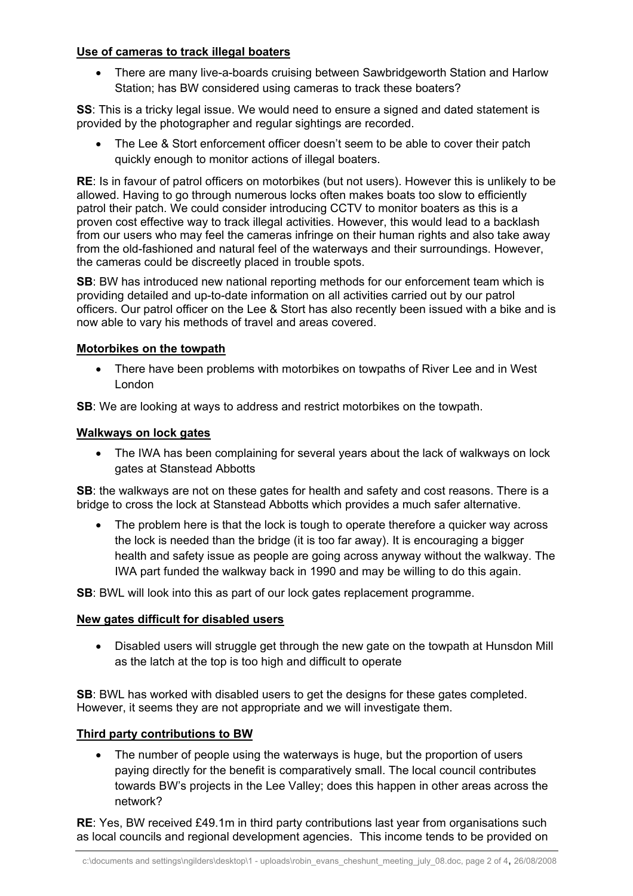**Use of cameras to track illegal boaters**

- There are many live-a-boards cruising between Sawbridgeworth Station and Harlow Station; has BW considered using cameras to track these boaters?

**SS**: This is a tricky legal issue. We would need to ensure a signed and dated statement is provided by the photographer and regular sightings are recorded.

- The Lee & Stort enforcement officer doesn't seem to be able to cover their patch quickly enough to monitor actions of illegal boaters.

**RE**: Is in favour of patrol officers on motorbikes (but not users). However this is unlikely to be allowed. Having to go through numerous locks often makes boats too slow to efficiently patrol their patch. We could consider introducing CCTV to monitor boaters as this is a proven cost effective way to track illegal activities. However, this would lead to a backlash from our users who may feel the cameras infringe on their human rights and also take away from the old-fashioned and natural feel of the waterways and their surroundings. However, the cameras could be discreetly placed in trouble spots.

**SB**: BW has introduced new national reporting methods for our enforcement team which is providing detailed and up-to-date information on all activities carried out by our patrol officers. Our patrol officer on the Lee & Stort has also recently been issued with a bike and is now able to vary his methods of travel and areas covered.

**Motorbikes on the towpath**

- There have been problems with motorbikes on towpaths of River Lee and in West London

**SB**: We are looking at ways to address and restrict motorbikes on the towpath.

**Walkways on lock gates**

- The IWA has been complaining for several years about the lack of walkways on lock gates at Stanstead Abbotts

**SB**: the walkways are not on these gates for health and safety and cost reasons. There is a bridge to cross the lock at Stanstead Abbotts which provides a much safer alternative.

- The problem here is that the lock is tough to operate therefore a quicker way across the lock is needed than the bridge (it is too far away). It is encouraging a bigger health and safety issue as people are going across anyway without the walkway. The IWA part funded the walkway back in 1990 and may be willing to do this again.

**SB**: BWL will look into this as part of our lock gates replacement programme.

**New gates difficult for disabled users**

- Disabled users will struggle get through the new gate on the towpath at Hunsdon Mill as the latch at the top is too high and difficult to operate

**SB**: BWL has worked with disabled users to get the designs for these gates completed. However, it seems they are not appropriate and we will investigate them.

**Third party contributions to BW**

- The number of people using the waterways is huge, but the proportion of users paying directly for the benefit is comparatively small. The local council contributes towards BW's projects in the Lee Valley; does this happen in other areas across the network?

**RE**: Yes, BW received £49.1m in third party contributions last year from organisations such as local councils and regional development agencies. This income tends to be provided on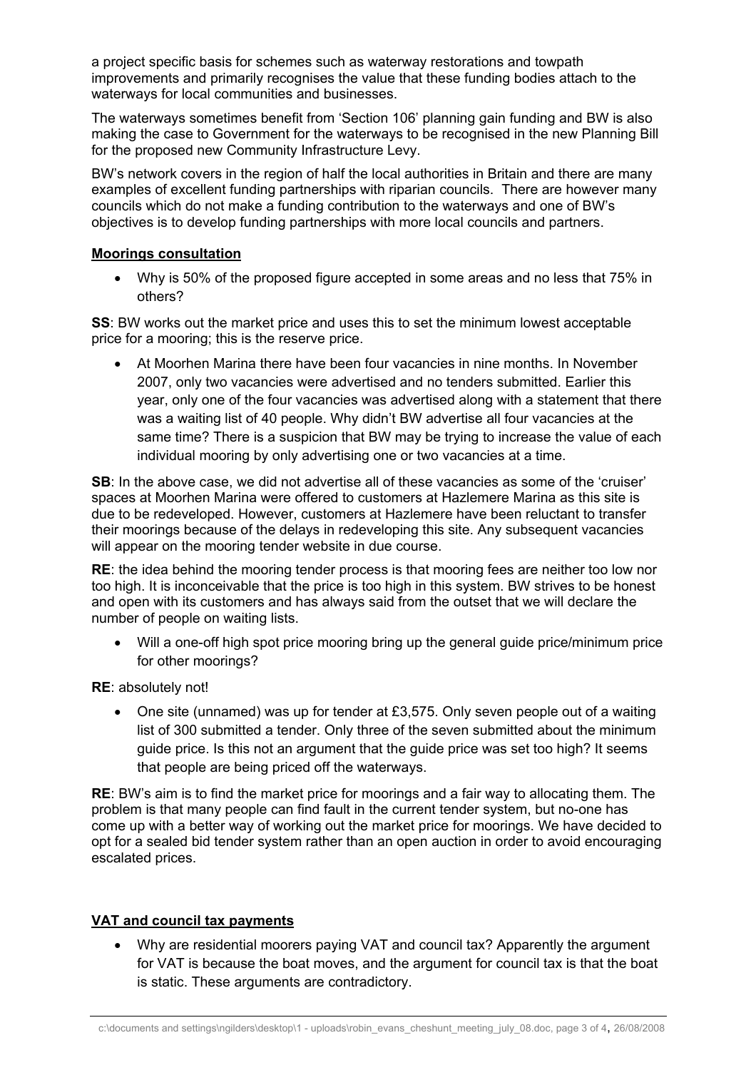a project specific basis for schemes such as waterway restorations and towpath improvements and primarily recognises the value that these funding bodies attach to the waterways for local communities and businesses.

The waterways sometimes benefit from 'Section 106' planning gain funding and BW is also making the case to Government for the waterways to be recognised in the new Planning Bill for the proposed new Community Infrastructure Levy.

BW's network covers in the region of half the local authorities in Britain and there are many examples of excellent funding partnerships with riparian councils. There are however many councils which do not make a funding contribution to the waterways and one of BW's objectives is to develop funding partnerships with more local councils and partners.

**Moorings consultation**

- Why is 50% of the proposed figure accepted in some areas and no less that 75% in others?

**SS**: BW works out the market price and uses this to set the minimum lowest acceptable price for a mooring; this is the reserve price.

- At Moorhen Marina there have been four vacancies in nine months. In November 2007, only two vacancies were advertised and no tenders submitted. Earlier this year, only one of the four vacancies was advertised along with a statement that there was a waiting list of 40 people. Why didn't BW advertise all four vacancies at the same time? There is a suspicion that BW may be trying to increase the value of each individual mooring by only advertising one or two vacancies at a time.

**SB**: In the above case, we did not advertise all of these vacancies as some of the 'cruiser' spaces at Moorhen Marina were offered to customers at Hazlemere Marina as this site is due to be redeveloped. However, customers at Hazlemere have been reluctant to transfer their moorings because of the delays in redeveloping this site. Any subsequent vacancies will appear on the mooring tender website in due course.

**RE**: the idea behind the mooring tender process is that mooring fees are neither too low nor too high. It is inconceivable that the price is too high in this system. BW strives to be honest and open with its customers and has always said from the outset that we will declare the number of people on waiting lists.

- Will a one-off high spot price mooring bring up the general guide price/minimum price for other moorings?

**RE**: absolutely not!

- One site (unnamed) was up for tender at £3,575. Only seven people out of a waiting list of 300 submitted a tender. Only three of the seven submitted about the minimum guide price. Is this not an argument that the guide price was set too high? It seems that people are being priced off the waterways.

**RE**: BW's aim is to find the market price for moorings and a fair way to allocating them. The problem is that many people can find fault in the current tender system, but no-one has come up with a better way of working out the market price for moorings. We have decided to opt for a sealed bid tender system rather than an open auction in order to avoid encouraging escalated prices.

**VAT and council tax payments**

- Why are residential moorers paying VAT and council tax? Apparently the argument for VAT is because the boat moves, and the argument for council tax is that the boat is static. These arguments are contradictory.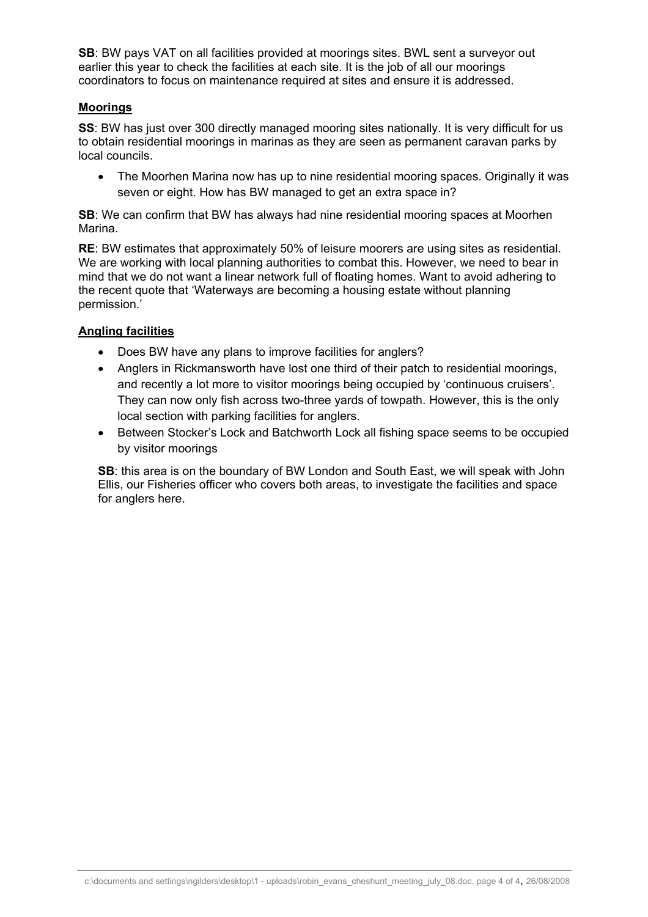**SB**: BW pays VAT on all facilities provided at moorings sites. BWL sent a surveyor out earlier this year to check the facilities at each site. It is the job of all our moorings coordinators to focus on maintenance required at sites and ensure it is addressed.

## Moorings

**SS**: BW has just over 300 directly managed mooring sites nationally. It is very difficult for us to obtain residential moorings in marinas as they are seen as permanent caravan parks by local councils.

- The Moorhen Marina now has up to nine residential mooring spaces. Originally it was seven or eight. How has BW managed to get an extra space in?

**SB**: We can confirm that BW has always had nine residential mooring spaces at Moorhen Marina.

**RE**: BW estimates that approximately 50% of leisure moorers are using sites as residential. We are working with local planning authorities to combat this. However, we need to bear in mind that we do not want a linear network full of floating homes. Want to avoid adhering to the recent quote that 'Waterways are becoming a housing estate without planning permission.'

## Angling facilities

- Does BW have any plans to improve facilities for anglers?
- Anglers in Rickmansworth have lost one third of their patch to residential moorings, and recently a lot more to visitor moorings being occupied by 'continuous cruisers'. They can now only fish across two-three yards of towpath. However, this is the only local section with parking facilities for anglers.
- Between Stocker's Lock and Batchworth Lock all fishing space seems to be occupied by visitor moorings

**SB**: this area is on the boundary of BW London and South East, we will speak with John Ellis, our Fisheries officer who covers both areas, to investigate the facilities and space for anglers here.